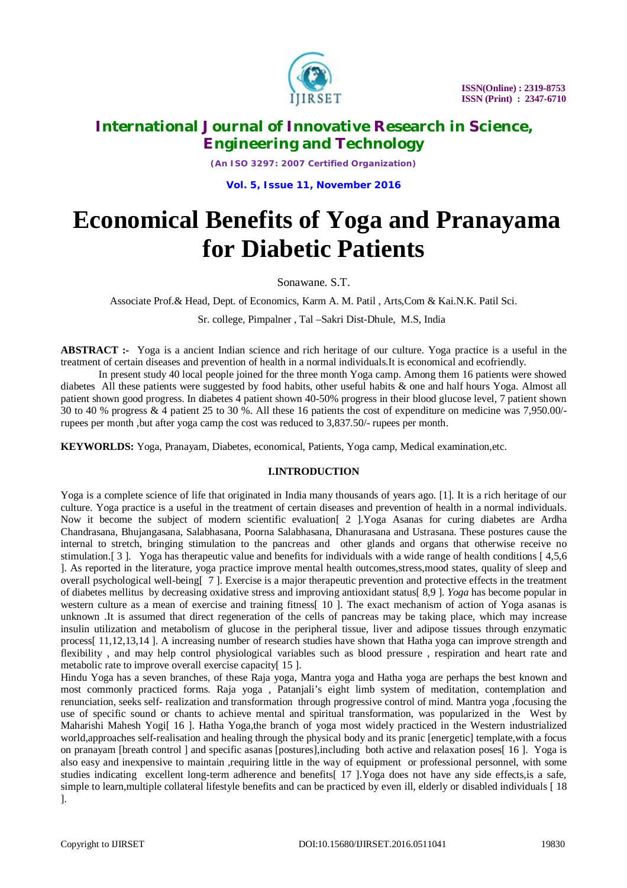# Economical Benefits of Yoga and Pranayama for Diabetic Patients

Sonawane. S.T.

Associate Prof.& Head, Dept. of Economics, Karm A. M. Patil , Arts,Com & Kai.N.K. Patil Sci.

Sr. college, Pimpalner , Tal –Sakri Dist-Dhule, M.S, India

**ABSTRACT :-** Yoga is a ancient Indian science and rich heritage of our culture. Yoga practice is a useful in the treatment of certain diseases and prevention of health in a normal individuals.It is economical and ecofriendly.

In present study 40 local people joined for the three month Yoga camp. Among them 16 patients were showed diabetes All these patients were suggested by food habits, other useful habits & one and half hours Yoga. Almost all patient shown good progress. In diabetes 4 patient shown 40-50% progress in their blood glucose level, 7 patient shown 30 to 40 % progress & 4 patient 25 to 30 %. All these 16 patients the cost of expenditure on medicine was 7,950.00/- rupees per month ,but after yoga camp the cost was reduced to 3,837.50/- rupees per month.

**KEYWORLDS:** Yoga, Pranayam, Diabetes, economical, Patients, Yoga camp, Medical examination,etc.

## I.INTRODUCTION

Yoga is a complete science of life that originated in India many thousands of years ago. [1]. It is a rich heritage of our culture. Yoga practice is a useful in the treatment of certain diseases and prevention of health in a normal individuals. Now it become the subject of modern scientific evaluation[ 2 ].Yoga Asanas for curing diabetes are Ardha Chandrasana, Bhujangasana, Salabhasana, Poorna Salabhasana, Dhanurasana and Ustrasana. These postures cause the internal to stretch, bringing stimulation to the pancreas and other glands and organs that otherwise receive no stimulation.[ 3 ]. Yoga has therapeutic value and benefits for individuals with a wide range of health conditions [ 4,5,6 ]. As reported in the literature, yoga practice improve mental health outcomes,stress,mood states, quality of sleep and overall psychological well-being[ 7 ]. Exercise is a major therapeutic prevention and protective effects in the treatment of diabetes mellitus by decreasing oxidative stress and improving antioxidant status[ 8,9 ]. *Yoga* has become popular in western culture as a mean of exercise and training fitness[ 10 ]. The exact mechanism of action of Yoga asanas is unknown .It is assumed that direct regeneration of the cells of pancreas may be taking place, which may increase insulin utilization and metabolism of glucose in the peripheral tissue, liver and adipose tissues through enzymatic process[ 11,12,13,14 ]. A increasing number of research studies have shown that Hatha yoga can improve strength and flexibility , and may help control physiological variables such as blood pressure , respiration and heart rate and metabolic rate to improve overall exercise capacity[ 15 ].

Hindu Yoga has a seven branches, of these Raja yoga, Mantra yoga and Hatha yoga are perhaps the best known and most commonly practiced forms. Raja yoga , Patanjali's eight limb system of meditation, contemplation and renunciation, seeks self- realization and transformation through progressive control of mind. Mantra yoga ,focusing the use of specific sound or chants to achieve mental and spiritual transformation, was popularized in the West by Maharishi Mahesh Yogi[ 16 ]. Hatha Yoga,the branch of yoga most widely practiced in the Western industrialized world,approaches self-realisation and healing through the physical body and its pranic [energetic] template,with a focus on pranayam [breath control ] and specific asanas [postures],including both active and relaxation poses[ 16 ]. Yoga is also easy and inexpensive to maintain ,requiring little in the way of equipment or professional personnel, with some studies indicating excellent long-term adherence and benefits[ 17 ].Yoga does not have any side effects,is a safe, simple to learn,multiple collateral lifestyle benefits and can be practiced by even ill, elderly or disabled individuals [ 18 ].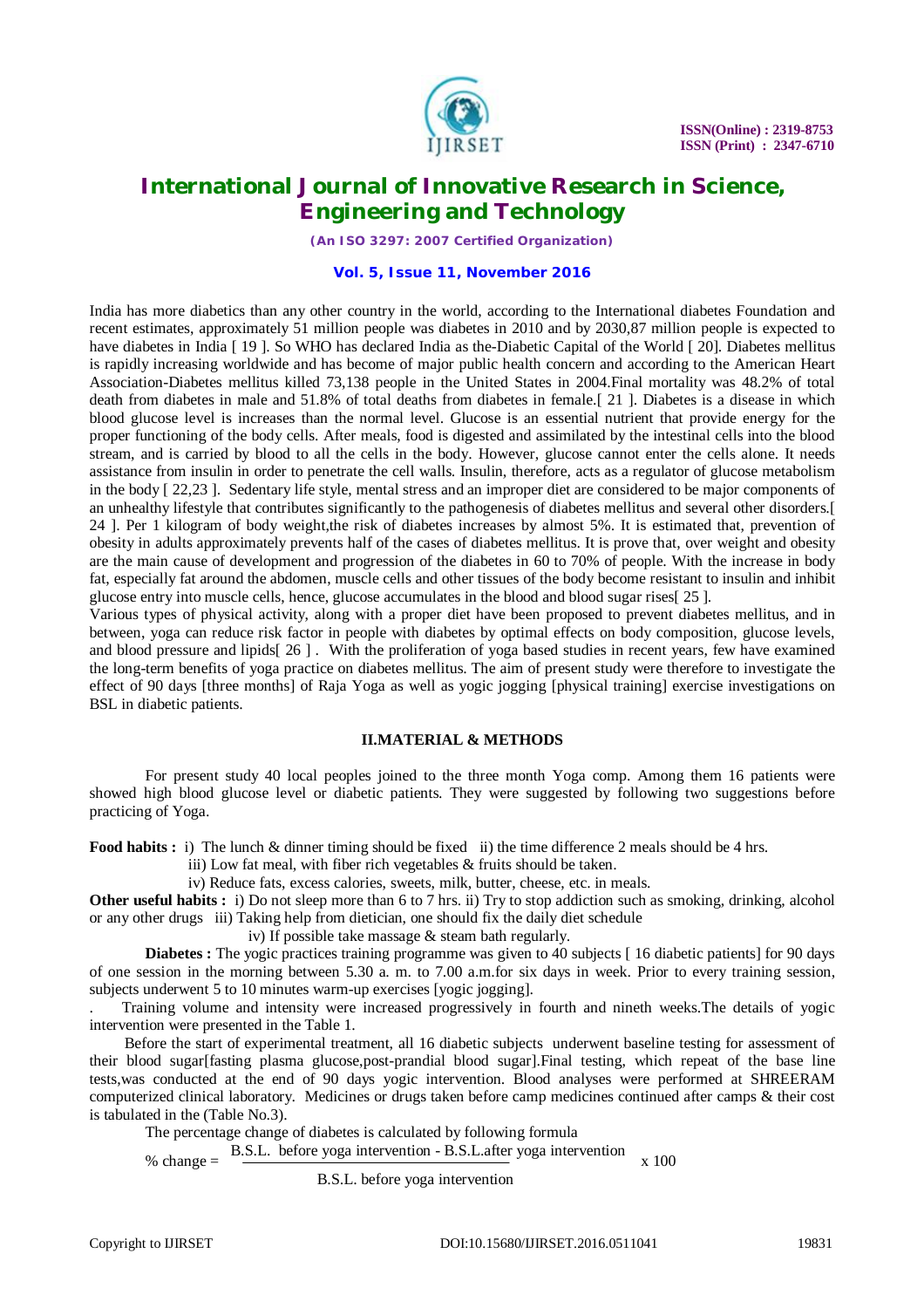India has more diabetics than any other country in the world, according to the International diabetes Foundation and recent estimates, approximately 51 million people was diabetes in 2010 and by 2030,87 million people is expected to have diabetes in India [ 19 ]. So WHO has declared India as the-Diabetic Capital of the World [ 20]. Diabetes mellitus is rapidly increasing worldwide and has become of major public health concern and according to the American Heart Association-Diabetes mellitus killed 73,138 people in the United States in 2004.Final mortality was 48.2% of total death from diabetes in male and 51.8% of total deaths from diabetes in female.[ 21 ]. Diabetes is a disease in which blood glucose level is increases than the normal level. Glucose is an essential nutrient that provide energy for the proper functioning of the body cells. After meals, food is digested and assimilated by the intestinal cells into the blood stream, and is carried by blood to all the cells in the body. However, glucose cannot enter the cells alone. It needs assistance from insulin in order to penetrate the cell walls. Insulin, therefore, acts as a regulator of glucose metabolism in the body [ 22,23 ]. Sedentary life style, mental stress and an improper diet are considered to be major components of an unhealthy lifestyle that contributes significantly to the pathogenesis of diabetes mellitus and several other disorders.[ 24 ]. Per 1 kilogram of body weight,the risk of diabetes increases by almost 5%. It is estimated that, prevention of obesity in adults approximately prevents half of the cases of diabetes mellitus. It is prove that, over weight and obesity are the main cause of development and progression of the diabetes in 60 to 70% of people. With the increase in body fat, especially fat around the abdomen, muscle cells and other tissues of the body become resistant to insulin and inhibit glucose entry into muscle cells, hence, glucose accumulates in the blood and blood sugar rises[ 25 ].

Various types of physical activity, along with a proper diet have been proposed to prevent diabetes mellitus, and in between, yoga can reduce risk factor in people with diabetes by optimal effects on body composition, glucose levels, and blood pressure and lipids[ 26 ] . With the proliferation of yoga based studies in recent years, few have examined the long-term benefits of yoga practice on diabetes mellitus. The aim of present study were therefore to investigate the effect of 90 days [three months] of Raja Yoga as well as yogic jogging [physical training] exercise investigations on BSL in diabetic patients.

## II.MATERIAL & METHODS

For present study 40 local peoples joined to the three month Yoga comp. Among them 16 patients were showed high blood glucose level or diabetic patients. They were suggested by following two suggestions before practicing of Yoga.

**Food habits :** i) The lunch & dinner timing should be fixed ii) the time difference 2 meals should be 4 hrs.
iii) Low fat meal, with fiber rich vegetables & fruits should be taken.
iv) Reduce fats, excess calories, sweets, milk, butter, cheese, etc. in meals.

**Other useful habits :** i) Do not sleep more than 6 to 7 hrs. ii) Try to stop addiction such as smoking, drinking, alcohol or any other drugs iii) Taking help from dietician, one should fix the daily diet schedule
iv) If possible take massage & steam bath regularly.

**Diabetes :** The yogic practices training programme was given to 40 subjects [ 16 diabetic patients] for 90 days of one session in the morning between 5.30 a. m. to 7.00 a.m.for six days in week. Prior to every training session, subjects underwent 5 to 10 minutes warm-up exercises [yogic jogging].

. Training volume and intensity were increased progressively in fourth and nineth weeks.The details of yogic intervention were presented in the Table 1.

Before the start of experimental treatment, all 16 diabetic subjects underwent baseline testing for assessment of their blood sugar[fasting plasma glucose,post-prandial blood sugar].Final testing, which repeat of the base line tests,was conducted at the end of 90 days yogic intervention. Blood analyses were performed at SHREERAM computerized clinical laboratory. Medicines or drugs taken before camp medicines continued after camps & their cost is tabulated in the (Table No.3).

The percentage change of diabetes is calculated by following formula

$$\% \text{ change} = \frac{\text{B.S.L. before yoga intervention} - \text{B.S.L.after yoga intervention}}{\text{B.S.L. before yoga intervention}} \times 100$$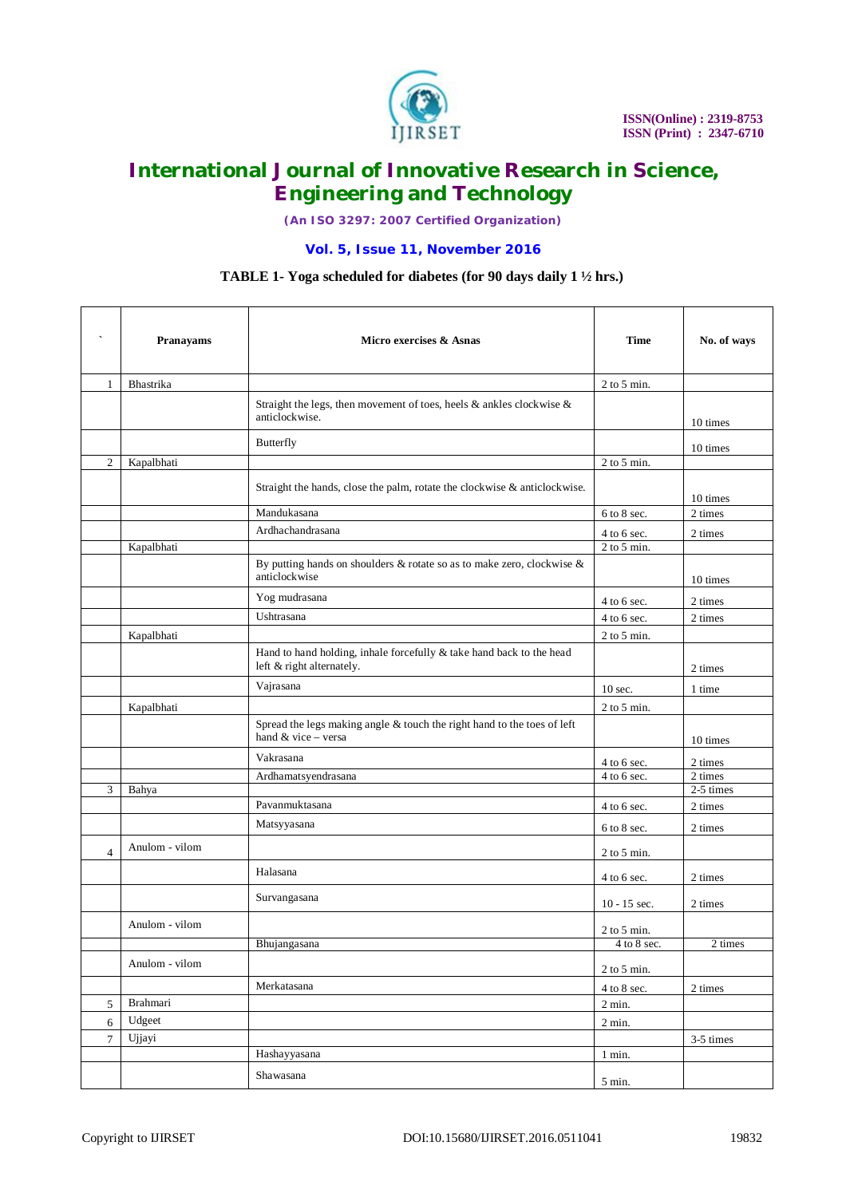**TABLE 1- Yoga scheduled for diabetes (for 90 days daily 1 ½ hrs.)**

| ` | Pranayams | Micro exercises & Asnas | Time | No. of ways |
|---|---|---|---|---|
| 1 | Bhastrika | | 2 to 5 min. | |
| | | Straight the legs, then movement of toes, heels & ankles clockwise & anticlockwise. | | 10 times |
| | | Butterfly | | 10 times |
| 2 | Kapalbhati | | 2 to 5 min. | |
| | | Straight the hands, close the palm, rotate the clockwise & anticlockwise. | | 10 times |
| | | Mandukasana | 6 to 8 sec. | 2 times |
| | | Ardhachandrasana | 4 to 6 sec. | 2 times |
| | Kapalbhati | | 2 to 5 min. | |
| | | By putting hands on shoulders & rotate so as to make zero, clockwise & anticlockwise | | 10 times |
| | | Yog mudrasana | 4 to 6 sec. | 2 times |
| | | Ushtrasana | 4 to 6 sec. | 2 times |
| | Kapalbhati | | 2 to 5 min. | |
| | | Hand to hand holding, inhale forcefully & take hand back to the head left & right alternately. | | 2 times |
| | | Vajrasana | 10 sec. | 1 time |
| | Kapalbhati | | 2 to 5 min. | |
| | | Spread the legs making angle & touch the right hand to the toes of left hand & vice – versa | | 10 times |
| | | Vakrasana | 4 to 6 sec. | 2 times |
| | | Ardhamatsyendrasana | 4 to 6 sec. | 2 times |
| 3 | Bahya | | | 2-5 times |
| | | Pavanmuktasana | 4 to 6 sec. | 2 times |
| | | Matsyyasana | 6 to 8 sec. | 2 times |
| 4 | Anulom - vilom | | 2 to 5 min. | |
| | | Halasana | 4 to 6 sec. | 2 times |
| | | Survangasana | 10 - 15 sec. | 2 times |
| | Anulom - vilom | | 2 to 5 min. | |
| | | Bhujangasana | 4 to 8 sec. | 2 times |
| | Anulom - vilom | | 2 to 5 min. | |
| | | Merkatasana | 4 to 8 sec. | 2 times |
| 5 | Brahmari | | 2 min. | |
| 6 | Udgeet | | 2 min. | |
| 7 | Ujjayi | | | 3-5 times |
| | | Hashayyasana | 1 min. | |
| | | Shawasana | 5 min. | |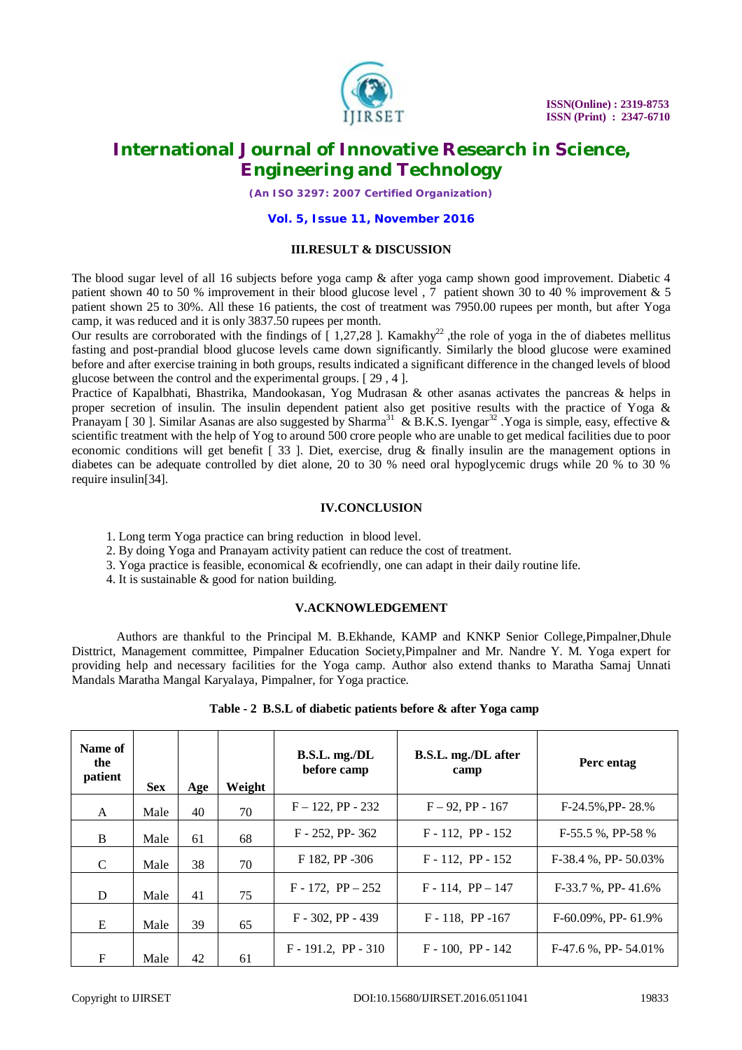## III.RESULT & DISCUSSION

The blood sugar level of all 16 subjects before yoga camp & after yoga camp shown good improvement. Diabetic 4 patient shown 40 to 50 % improvement in their blood glucose level , 7 patient shown 30 to 40 % improvement & 5 patient shown 25 to 30%. All these 16 patients, the cost of treatment was 7950.00 rupees per month, but after Yoga camp, it was reduced and it is only 3837.50 rupees per month.

Our results are corroborated with the findings of [ 1,27,28 ]. Kamakhy[22] ,the role of yoga in the of diabetes mellitus fasting and post-prandial blood glucose levels came down significantly. Similarly the blood glucose were examined before and after exercise training in both groups, results indicated a significant difference in the changed levels of blood glucose between the control and the experimental groups. [ 29 , 4 ].

Practice of Kapalbhati, Bhastrika, Mandookasan, Yog Mudrasan & other asanas activates the pancreas & helps in proper secretion of insulin. The insulin dependent patient also get positive results with the practice of Yoga & Pranayam [ 30 ]. Similar Asanas are also suggested by Sharma[31] & B.K.S. Iyengar[32] .Yoga is simple, easy, effective & scientific treatment with the help of Yog to around 500 crore people who are unable to get medical facilities due to poor economic conditions will get benefit [ 33 ]. Diet, exercise, drug & finally insulin are the management options in diabetes can be adequate controlled by diet alone, 20 to 30 % need oral hypoglycemic drugs while 20 % to 30 % require insulin[34].

## IV.CONCLUSION

1. Long term Yoga practice can bring reduction in blood level.
2. By doing Yoga and Pranayam activity patient can reduce the cost of treatment.
3. Yoga practice is feasible, economical & ecofriendly, one can adapt in their daily routine life.
4. It is sustainable & good for nation building.

## V.ACKNOWLEDGEMENT

Authors are thankful to the Principal M. B.Ekhande, KAMP and KNKP Senior College,Pimpalner,Dhule Disttrict, Management committee, Pimpalner Education Society,Pimpalner and Mr. Nandre Y. M. Yoga expert for providing help and necessary facilities for the Yoga camp. Author also extend thanks to Maratha Samaj Unnati Mandals Maratha Mangal Karyalaya, Pimpalner, for Yoga practice.

**Table - 2 B.S.L of diabetic patients before & after Yoga camp**

| Name of the patient | Sex | Age | Weight | B.S.L. mg./DL before camp | B.S.L. mg./DL after camp | Perc entag |
|---|---|---|---|---|---|---|
| A | Male | 40 | 70 | F – 122, PP - 232 | F – 92, PP - 167 | F-24.5%,PP- 28.% |
| B | Male | 61 | 68 | F - 252, PP- 362 | F - 112, PP - 152 | F-55.5 %, PP-58 % |
| C | Male | 38 | 70 | F 182, PP -306 | F - 112, PP - 152 | F-38.4 %, PP- 50.03% |
| D | Male | 41 | 75 | F - 172, PP – 252 | F - 114, PP – 147 | F-33.7 %, PP- 41.6% |
| E | Male | 39 | 65 | F - 302, PP - 439 | F - 118, PP -167 | F-60.09%, PP- 61.9% |
| F | Male | 42 | 61 | F - 191.2, PP - 310 | F - 100, PP - 142 | F-47.6 %, PP- 54.01% |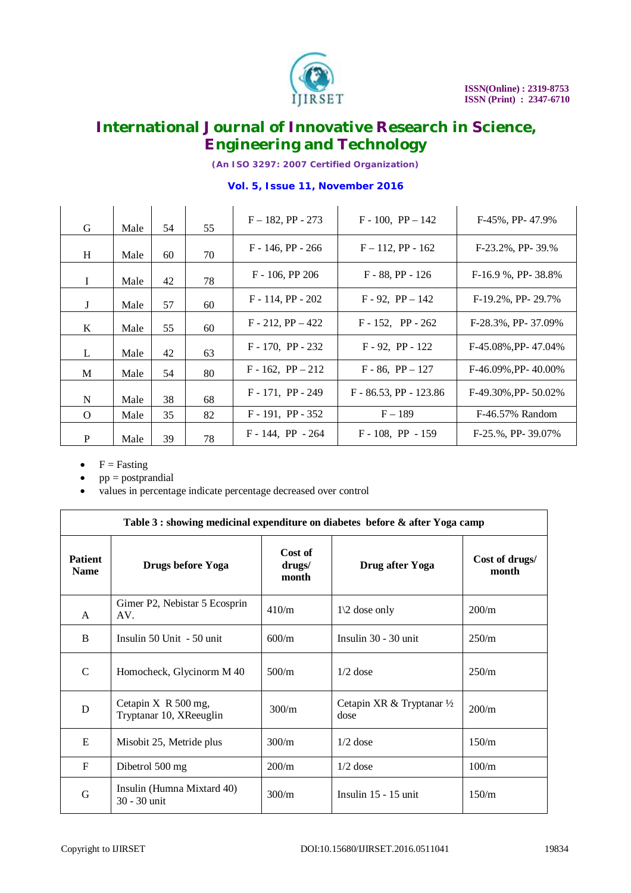| G | Male | 54 | 55 | F – 182, PP - 273 | F - 100, PP – 142 | F-45%, PP- 47.9% |
|---|---|---|---|---|---|---|
| H | Male | 60 | 70 | F - 146, PP - 266 | F – 112, PP - 162 | F-23.2%, PP- 39.% |
| I | Male | 42 | 78 | F - 106, PP 206 | F - 88, PP - 126 | F-16.9 %, PP- 38.8% |
| J | Male | 57 | 60 | F - 114, PP - 202 | F - 92, PP – 142 | F-19.2%, PP- 29.7% |
| K | Male | 55 | 60 | F - 212, PP – 422 | F - 152, PP - 262 | F-28.3%, PP- 37.09% |
| L | Male | 42 | 63 | F - 170, PP - 232 | F - 92, PP - 122 | F-45.08%,PP- 47.04% |
| M | Male | 54 | 80 | F - 162, PP – 212 | F - 86, PP – 127 | F-46.09%,PP- 40.00% |
| N | Male | 38 | 68 | F - 171, PP - 249 | F - 86.53, PP - 123.86 | F-49.30%,PP- 50.02% |
| O | Male | 35 | 82 | F - 191, PP - 352 | F – 189 | F-46.57% Random |
| P | Male | 39 | 78 | F - 144, PP - 264 | F - 108, PP - 159 | F-25.%, PP- 39.07% |

- F = Fasting
- pp = postprandial
- values in percentage indicate percentage decreased over control

**Table 3 : showing medicinal expenditure on diabetes before & after Yoga camp**

| Patient Name | Drugs before Yoga | Cost of drugs/ month | Drug after Yoga | Cost of drugs/ month |
|---|---|---|---|---|
| A | Gimer P2, Nebistar 5 Ecosprin AV. | 410/m | 1\2 dose only | 200/m |
| B | Insulin 50 Unit - 50 unit | 600/m | Insulin 30 - 30 unit | 250/m |
| C | Homocheck, Glycinorm M 40 | 500/m | 1/2 dose | 250/m |
| D | Cetapin X R 500 mg, Tryptanar 10, XReeuglin | 300/m | Cetapin XR & Tryptanar ½ dose | 200/m |
| E | Misobit 25, Metride plus | 300/m | 1/2 dose | 150/m |
| F | Dibetrol 500 mg | 200/m | 1/2 dose | 100/m |
| G | Insulin (Humna Mixtard 40) 30 - 30 unit | 300/m | Insulin 15 - 15 unit | 150/m |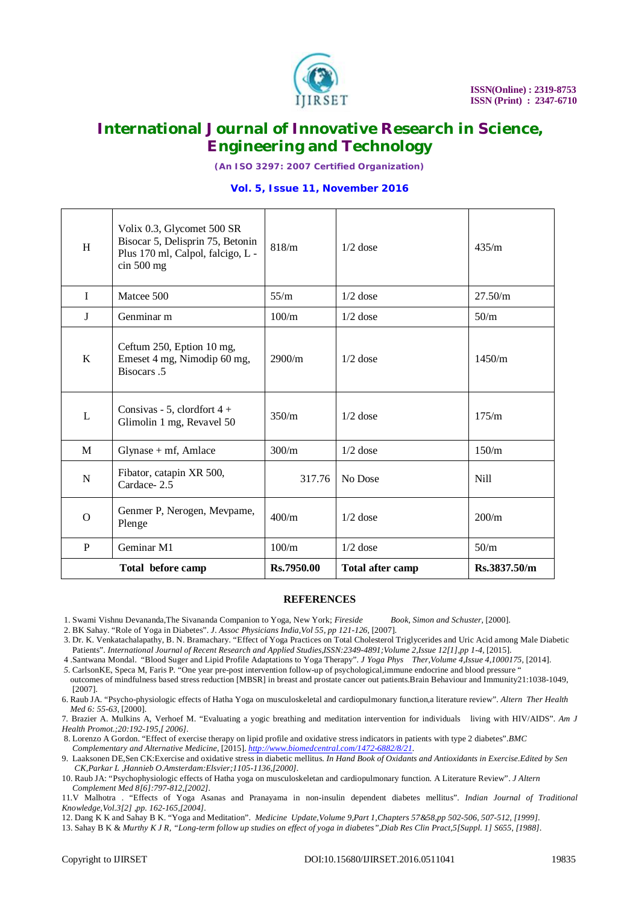| H | Volix 0.3, Glycomet 500 SR Bisocar 5, Delisprin 75, Betonin Plus 170 ml, Calpol, falcigo, L - cin 500 mg | 818/m | 1/2 dose | 435/m |
|---|---|---|---|---|
| I | Matcee 500 | 55/m | 1/2 dose | 27.50/m |
| J | Genminar m | 100/m | 1/2 dose | 50/m |
| K | Ceftum 250, Eption 10 mg, Emeset 4 mg, Nimodip 60 mg, Bisocars .5 | 2900/m | 1/2 dose | 1450/m |
| L | Consivas - 5, clordfort 4 + Glimolin 1 mg, Revavel 50 | 350/m | 1/2 dose | 175/m |
| M | Glynase + mf, Amlace | 300/m | 1/2 dose | 150/m |
| N | Fibator, catapin XR 500, Cardace- 2.5 | 317.76 | No Dose | Nill |
| O | Genmer P, Nerogen, Mevpame, Plenge | 400/m | 1/2 dose | 200/m |
| P | Geminar M1 | 100/m | 1/2 dose | 50/m |
| **Total before camp** | | **Rs.7950.00** | **Total after camp** | **Rs.3837.50/m** |

## REFERENCES

1. Swami Vishnu Devananda,The Sivananda Companion to Yoga, New York; *Fireside Book, Simon and Schuster*, [2000].
2. BK Sahay. "Role of Yoga in Diabetes". *J. Assoc Physicians India,Vol 55, pp 121-126,* [2007].
3. Dr. K. Venkatachalapathy, B. N. Bramachary. "Effect of Yoga Practices on Total Cholesterol Triglycerides and Uric Acid among Male Diabetic Patients". *International Journal of Recent Research and Applied Studies,ISSN:2349-4891;Volume 2,Issue 12[1],pp 1-4,* [2015].
4. Santwana Mondal. "Blood Suger and Lipid Profile Adaptations to Yoga Therapy". *J Yoga Phys Ther,Volume 4,Issue 4,1000175,* [2014].
5. CarlsonKE, Speca M, Faris P. "One year pre-post intervention follow-up of psychological,immune endocrine and blood pressure " outcomes of mindfulness based stress reduction [MBSR] in breast and prostate cancer out patients.Brain Behaviour and Immunity21:1038-1049, [2007].
6. Raub JA. "Psycho-physiologic effects of Hatha Yoga on musculoskeletal and cardiopulmonary function,a literature review". *Altern Ther Health Med 6: 55-63,* [2000].
7. Brazier A. Mulkins A, Verhoef M. "Evaluating a yogic breathing and meditation intervention for individuals living with HIV/AIDS". *Am J Health Promot.;20:192-195,[ 2006].*
8. Lorenzo A Gordon. "Effect of exercise therapy on lipid profile and oxidative stress indicators in patients with type 2 diabetes".*BMC Complementary and Alternative Medicine,* [2015]. *http://www.biomedcentral.com/1472-6882/8/21.*
9. Laaksonen DE,Sen CK:Exercise and oxidative stress in diabetic mellitus. *In Hand Book of Oxidants and Antioxidants in Exercise.Edited by Sen CK,Parkar L ,Hannieb O.Amsterdam:Elsvier;1105-1136,[2000].*
10. Raub JA: "Psychophysiologic effects of Hatha yoga on musculoskeletan and cardiopulmonary function. A Literature Review". *J Altern Complement Med 8[6]:797-812,[2002].*
11. V Malhotra . "Effects of Yoga Asanas and Pranayama in non-insulin dependent diabetes mellitus". *Indian Journal of Traditional Knowledge,Vol.3[2] ,pp. 162-165,[2004].*
12. Dang K K and Sahay B K. "Yoga and Meditation". *Medicine Update,Volume 9,Part 1,Chapters 57&58,pp 502-506, 507-512, [1999].*
13. Sahay B K & *Murthy K J R, "Long-term follow up studies on effect of yoga in diabetes",Diab Res Clin Pract,5[Suppl. 1] S655, [1988].*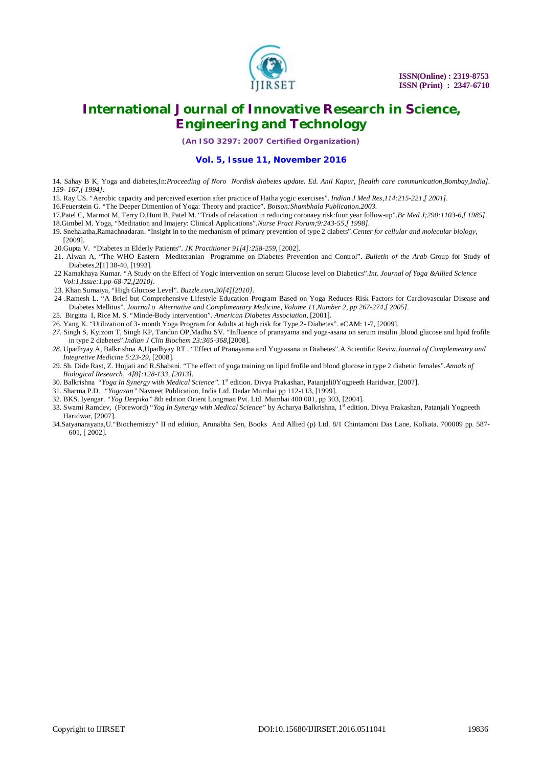14. Sahay B K, Yoga and diabetes,In:*Proceeding of Noro Nordisk diabetes update. Ed. Anil Kapur, [health care communication,Bombay,India]. 159- 167,[ 1994]*.

15. Ray US. "Aerobic capacity and perceived exertion after practice of Hatha yogic exercises". *Indian J Med Res,114:215-221,[ 2001]*.

16.Feuerstein G. "The Deeper Dimention of Yoga: Theory and practice". *Botson:Shambhala Publication.2003.*

17.Patel C, Marmot M, Terry D,Hunt B, Patel M. "Trials of relaxation in reducing coronaey risk:four year follow-up".*Br Med J;290:1103-6,[ 1985]*.

18.Gimbel M. Yoga, "Meditation and Imajery: Clinical Applications".*Nurse Pract Forum;9:243-55,[ 1998]*.

19. Snehalatha,Ramachnadaran. "Insight in to the mechanism of primary prevention of type 2 diabets".*Center for cellular and molecular biology*, [2009].

20.Gupta V. "Diabetes in Elderly Patients". *JK Practitioner 91[4]:258-259*, [2002].

21. Alwan A, "The WHO Eastern Mediteranian Programme on Diabetes Prevention and Control". *Bulletin of the Arab* Group for Study of Diabetes,2[1] 38-40, [1993].

22 Kamakhaya Kumar. "A Study on the Effect of Yogic intervention on serum Glucose level on Diabetics".*Int. Journal of Yoga &Allied Science Vol:1,Issue:1.pp-68-72,[2010]*.

23. Khan Sumaiya, "High Glucose Level". *Buzzle.com,30[4][2010]*.

24 .Ramesh L. "A Brief but Comprehensive Lifestyle Education Program Based on Yoga Reduces Risk Factors for Cardiovascular Disease and Diabetes Mellitus". *Journal o Alternative and Complimentary Medicine, Volume 11,Number 2, pp 267-274,[ 2005]*.

25. Birgitta I, Rice M. S. "Minde-Body intervention". *American Diabetes Association*, [2001].

26. Yang K. "Utilization of 3- month Yoga Program for Adults at high risk for Type 2- Diabetes". eCAM: 1-7, [2009].

*27.* Singh S, Kyizom T, Singh KP, Tandon OP,Madhu SV. "Influence of pranayama and yoga-asana on serum insulin ,blood glucose and lipid frofile in type 2 diabetes".*Indian J Clin Biochem 23:365-368*,[2008].

*28.* Upadhyay A, Balkrishna A,Upadhyay RT . "Effect of Pranayama and Yogaasana in Diabetes".A Scientific Reviw,*Journal of Complementry and Integretive Medicine 5:23-29*, [2008].

29. Sh. Dide Rast, Z. Hojjati and R.Shabani. "The effect of yoga training on lipid frofile and blood glucose in type 2 diabetic females".*Annals of Biological Research, 4[8]:128-133, [2013]*.

30. Balkrishna *"Yoga In Synergy with Medical Science"*. 1st edition. Divya Prakashan, Patanjali0Yogpeeth Haridwar, [2007].

31. Sharma P.D. *"Yogasan"* Navneet Publication, India Ltd. Dadar Mumbai pp 112-113, [1999].

32. BKS. Iyengar. *"Yog Deepika"* 8th edition Orient Longman Pvt. Ltd. Mumbai 400 001, pp 303, [2004].

33. Swami Ramdev, (Foreword) "*Yog In Synergy with Medical Science"* by Acharya Balkrishna, 1st edition. Divya Prakashan, Patanjali Yogpeeth Haridwar, [2007].

34.Satyanarayana,U."Biochemistry" II nd edition, Arunabha Sen, Books And Allied (p) Ltd. 8/1 Chintamoni Das Lane, Kolkata. 700009 pp. 587-601, [ 2002].